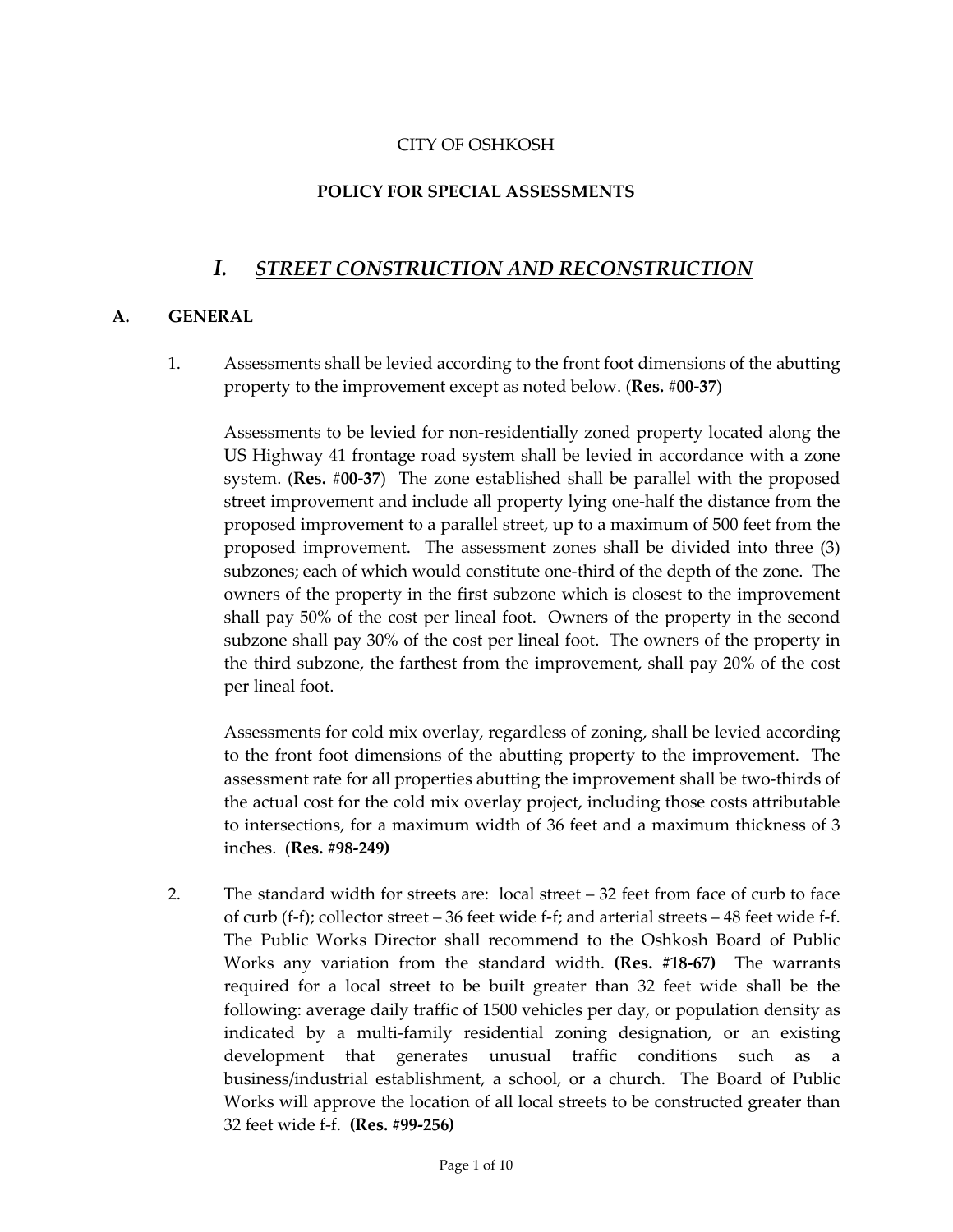CITY OF OSHKOSH

**POLICY FOR SPECIAL ASSESSMENTS**

# *I. STREET CONSTRUCTION AND RECONSTRUCTION*

## A. GENERAL

1. Assessments shall be levied according to the front foot dimensions of the abutting property to the improvement except as noted below. (**Res. #00-37**)

   Assessments to be levied for non-residentially zoned property located along the US Highway 41 frontage road system shall be levied in accordance with a zone system. (**Res. #00-37**) The zone established shall be parallel with the proposed street improvement and include all property lying one-half the distance from the proposed improvement to a parallel street, up to a maximum of 500 feet from the proposed improvement. The assessment zones shall be divided into three (3) subzones; each of which would constitute one-third of the depth of the zone. The owners of the property in the first subzone which is closest to the improvement shall pay 50% of the cost per lineal foot. Owners of the property in the second subzone shall pay 30% of the cost per lineal foot. The owners of the property in the third subzone, the farthest from the improvement, shall pay 20% of the cost per lineal foot.

   Assessments for cold mix overlay, regardless of zoning, shall be levied according to the front foot dimensions of the abutting property to the improvement. The assessment rate for all properties abutting the improvement shall be two-thirds of the actual cost for the cold mix overlay project, including those costs attributable to intersections, for a maximum width of 36 feet and a maximum thickness of 3 inches. (**Res. #98-249)**

2. The standard width for streets are: local street – 32 feet from face of curb to face of curb (f-f); collector street – 36 feet wide f-f; and arterial streets – 48 feet wide f-f. The Public Works Director shall recommend to the Oshkosh Board of Public Works any variation from the standard width. **(Res. #18-67)** The warrants required for a local street to be built greater than 32 feet wide shall be the following: average daily traffic of 1500 vehicles per day, or population density as indicated by a multi-family residential zoning designation, or an existing development that generates unusual traffic conditions such as a business/industrial establishment, a school, or a church. The Board of Public Works will approve the location of all local streets to be constructed greater than 32 feet wide f-f. **(Res. #99-256)**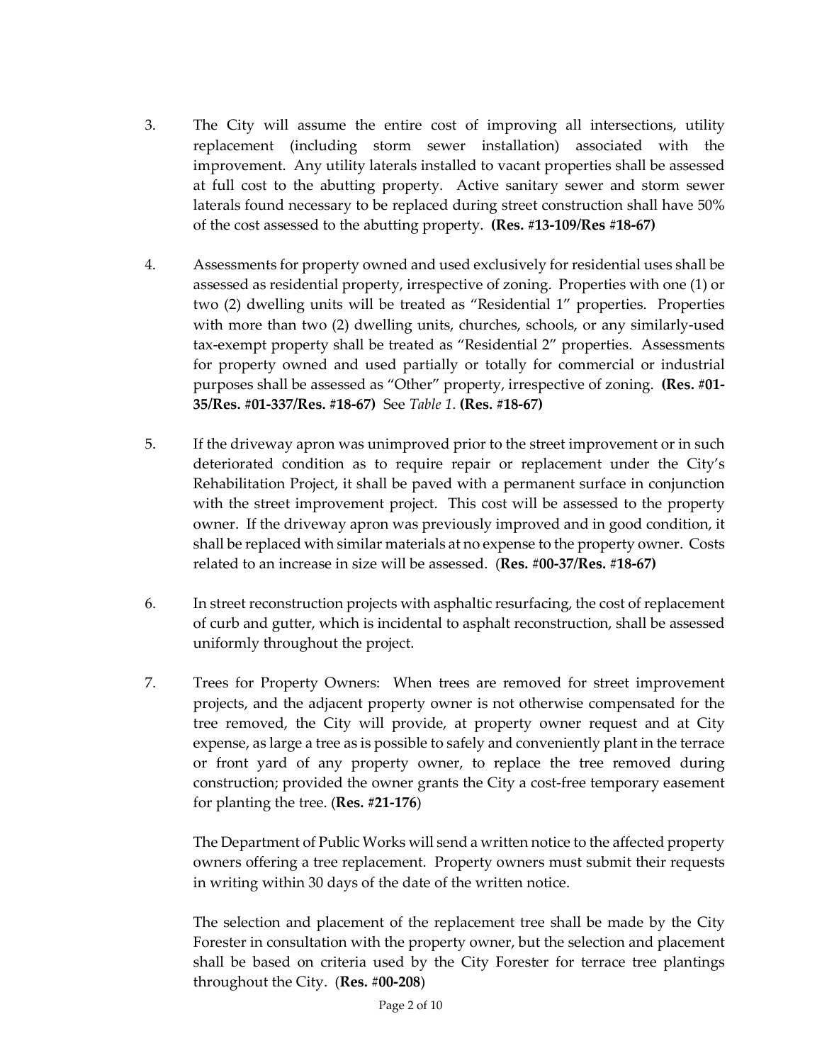3. The City will assume the entire cost of improving all intersections, utility replacement (including storm sewer installation) associated with the improvement. Any utility laterals installed to vacant properties shall be assessed at full cost to the abutting property. Active sanitary sewer and storm sewer laterals found necessary to be replaced during street construction shall have 50% of the cost assessed to the abutting property. **(Res. #13-109/Res #18-67)**

4. Assessments for property owned and used exclusively for residential uses shall be assessed as residential property, irrespective of zoning. Properties with one (1) or two (2) dwelling units will be treated as "Residential 1" properties. Properties with more than two (2) dwelling units, churches, schools, or any similarly-used tax-exempt property shall be treated as "Residential 2" properties. Assessments for property owned and used partially or totally for commercial or industrial purposes shall be assessed as "Other" property, irrespective of zoning. **(Res. #01-35/Res. #01-337/Res. #18-67)** See *Table 1*. **(Res. #18-67)**

5. If the driveway apron was unimproved prior to the street improvement or in such deteriorated condition as to require repair or replacement under the City's Rehabilitation Project, it shall be paved with a permanent surface in conjunction with the street improvement project. This cost will be assessed to the property owner. If the driveway apron was previously improved and in good condition, it shall be replaced with similar materials at no expense to the property owner. Costs related to an increase in size will be assessed. (**Res. #00-37/Res. #18-67)**

6. In street reconstruction projects with asphaltic resurfacing, the cost of replacement of curb and gutter, which is incidental to asphalt reconstruction, shall be assessed uniformly throughout the project.

7. Trees for Property Owners: When trees are removed for street improvement projects, and the adjacent property owner is not otherwise compensated for the tree removed, the City will provide, at property owner request and at City expense, as large a tree as is possible to safely and conveniently plant in the terrace or front yard of any property owner, to replace the tree removed during construction; provided the owner grants the City a cost-free temporary easement for planting the tree. (**Res. #21-176**)

   The Department of Public Works will send a written notice to the affected property owners offering a tree replacement. Property owners must submit their requests in writing within 30 days of the date of the written notice.

   The selection and placement of the replacement tree shall be made by the City Forester in consultation with the property owner, but the selection and placement shall be based on criteria used by the City Forester for terrace tree plantings throughout the City. (**Res. #00-208**)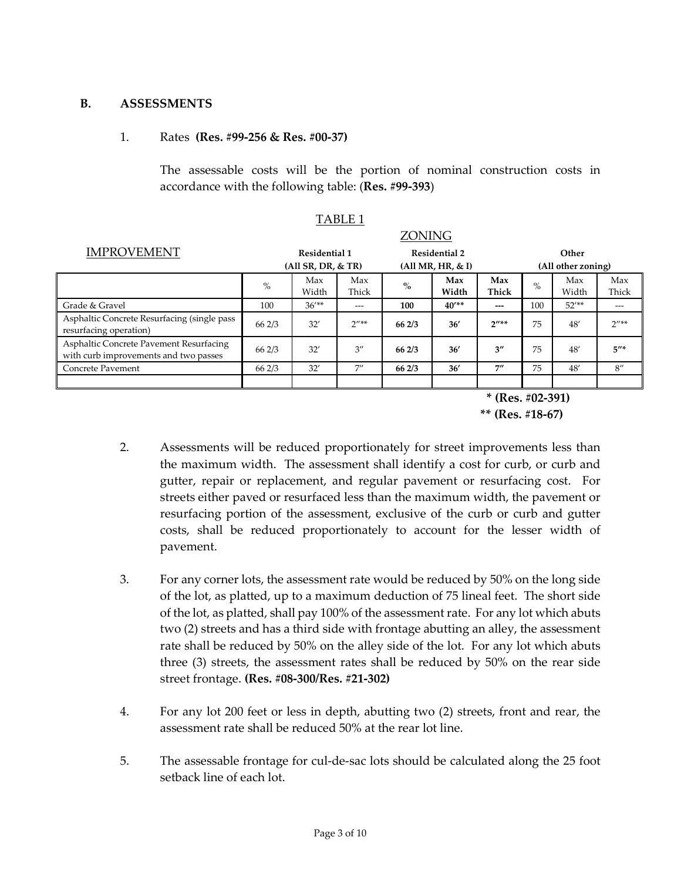### B. ASSESSMENTS

1. Rates **(Res. #99-256 & Res. #00-37)**

   The assessable costs will be the portion of nominal construction costs in accordance with the following table: (**Res. #99-393**)

TABLE 1

| IMPROVEMENT | ZONING | | | | | | | | |
|---|---|---|---|---|---|---|---|---|---|
| | **Residential 1 (All SR, DR, & TR)** | | | **Residential 2 (All MR, HR, & I)** | | | **Other (All other zoning)** | | |
| | % | Max Width | Max Thick | **%** | **Max Width** | **Max Thick** | % | Max Width | Max Thick |
| Grade & Gravel | 100 | 36′** | --- | **100** | **40′**** | **---** | 100 | 52′** | --- |
| Asphaltic Concrete Resurfacing (single pass resurfacing operation) | 66 2/3 | 32′ | 2″** | **66 2/3** | **36′** | **2″**** | 75 | 48′ | 2″** |
| Asphaltic Concrete Pavement Resurfacing with curb improvements and two passes | 66 2/3 | 32′ | 3″ | **66 2/3** | **36′** | **3″** | 75 | 48′ | **5″*** |
| Concrete Pavement | 66 2/3 | 32′ | 7″ | **66 2/3** | **36′** | **7″** | 75 | 48′ | 8″ |
| | | | | | | | | | |

**\* (Res. #02-391)**
**\*\* (Res. #18-67)**

2. Assessments will be reduced proportionately for street improvements less than the maximum width. The assessment shall identify a cost for curb, or curb and gutter, repair or replacement, and regular pavement or resurfacing cost. For streets either paved or resurfaced less than the maximum width, the pavement or resurfacing portion of the assessment, exclusive of the curb or curb and gutter costs, shall be reduced proportionately to account for the lesser width of pavement.

3. For any corner lots, the assessment rate would be reduced by 50% on the long side of the lot, as platted, up to a maximum deduction of 75 lineal feet. The short side of the lot, as platted, shall pay 100% of the assessment rate. For any lot which abuts two (2) streets and has a third side with frontage abutting an alley, the assessment rate shall be reduced by 50% on the alley side of the lot. For any lot which abuts three (3) streets, the assessment rates shall be reduced by 50% on the rear side street frontage. **(Res. #08-300/Res. #21-302)**

4. For any lot 200 feet or less in depth, abutting two (2) streets, front and rear, the assessment rate shall be reduced 50% at the rear lot line.

5. The assessable frontage for cul-de-sac lots should be calculated along the 25 foot setback line of each lot.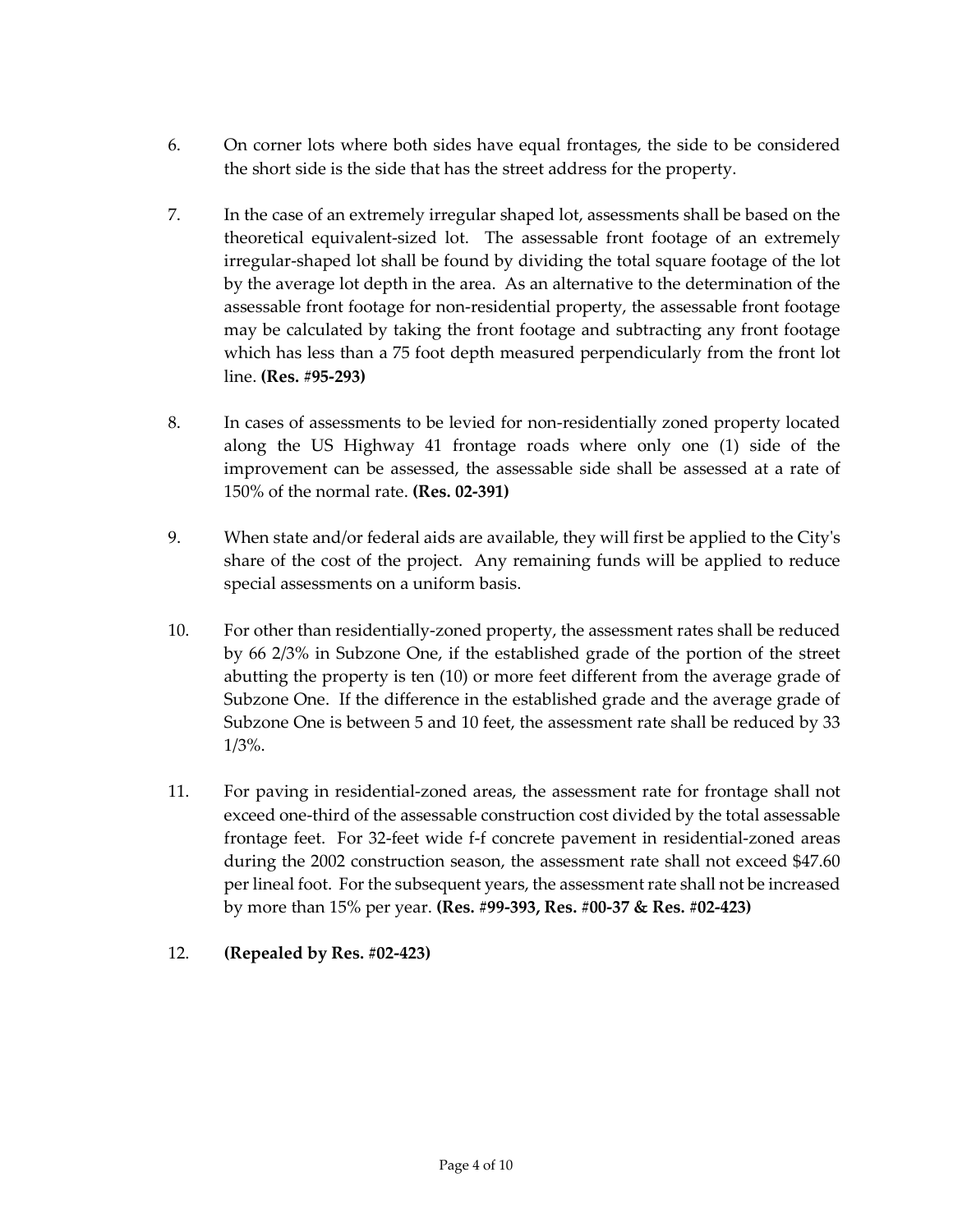6. On corner lots where both sides have equal frontages, the side to be considered the short side is the side that has the street address for the property.

7. In the case of an extremely irregular shaped lot, assessments shall be based on the theoretical equivalent-sized lot. The assessable front footage of an extremely irregular-shaped lot shall be found by dividing the total square footage of the lot by the average lot depth in the area. As an alternative to the determination of the assessable front footage for non-residential property, the assessable front footage may be calculated by taking the front footage and subtracting any front footage which has less than a 75 foot depth measured perpendicularly from the front lot line. **(Res. #95-293)**

8. In cases of assessments to be levied for non-residentially zoned property located along the US Highway 41 frontage roads where only one (1) side of the improvement can be assessed, the assessable side shall be assessed at a rate of 150% of the normal rate. **(Res. 02-391)**

9. When state and/or federal aids are available, they will first be applied to the City's share of the cost of the project. Any remaining funds will be applied to reduce special assessments on a uniform basis.

10. For other than residentially-zoned property, the assessment rates shall be reduced by 66 2/3% in Subzone One, if the established grade of the portion of the street abutting the property is ten (10) or more feet different from the average grade of Subzone One. If the difference in the established grade and the average grade of Subzone One is between 5 and 10 feet, the assessment rate shall be reduced by 33 1/3%.

11. For paving in residential-zoned areas, the assessment rate for frontage shall not exceed one-third of the assessable construction cost divided by the total assessable frontage feet. For 32-feet wide f-f concrete pavement in residential-zoned areas during the 2002 construction season, the assessment rate shall not exceed $47.60 per lineal foot. For the subsequent years, the assessment rate shall not be increased by more than 15% per year. **(Res. #99-393, Res. #00-37 & Res. #02-423)**

12. **(Repealed by Res. #02-423)**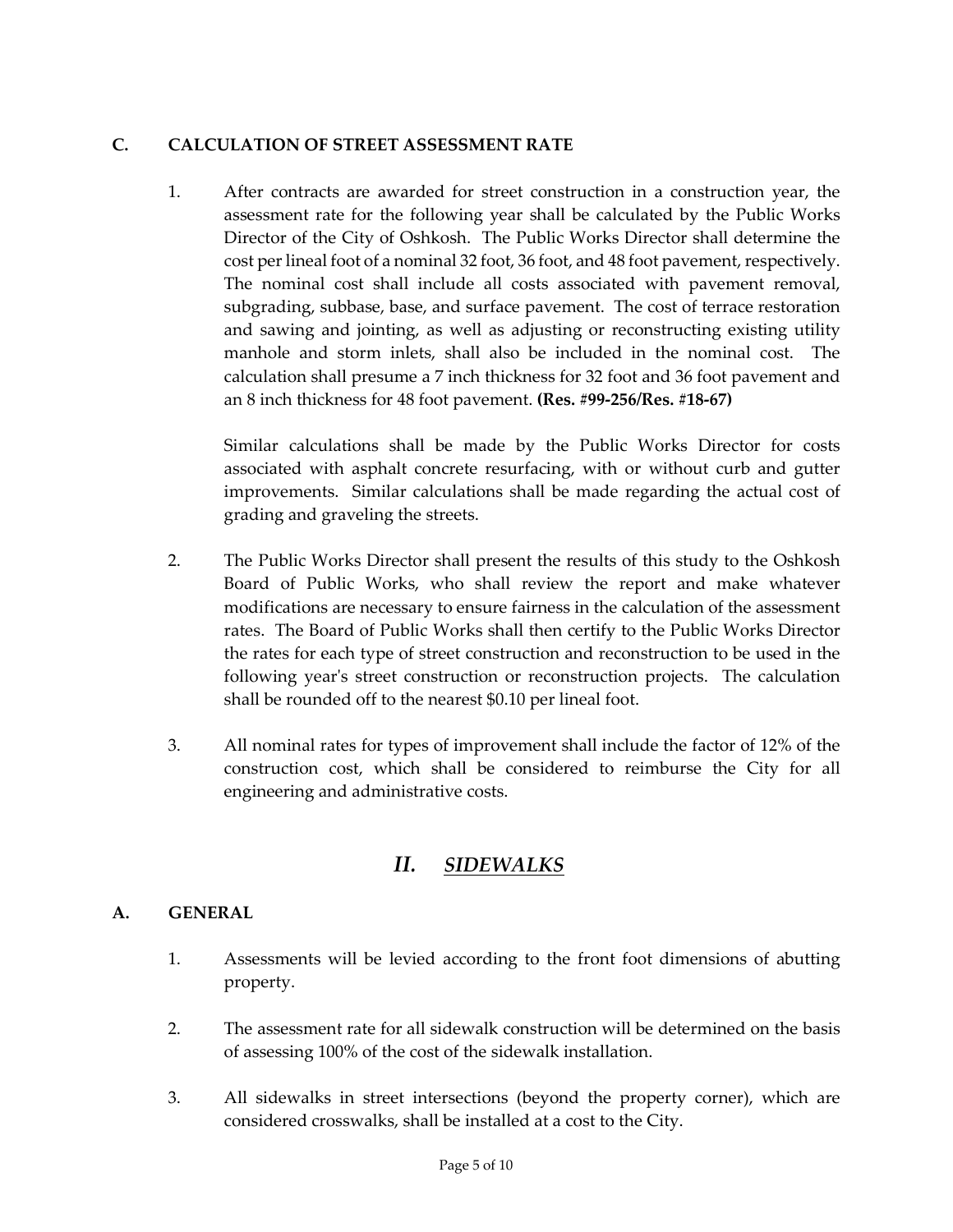### C. CALCULATION OF STREET ASSESSMENT RATE

1. After contracts are awarded for street construction in a construction year, the assessment rate for the following year shall be calculated by the Public Works Director of the City of Oshkosh. The Public Works Director shall determine the cost per lineal foot of a nominal 32 foot, 36 foot, and 48 foot pavement, respectively. The nominal cost shall include all costs associated with pavement removal, subgrading, subbase, base, and surface pavement. The cost of terrace restoration and sawing and jointing, as well as adjusting or reconstructing existing utility manhole and storm inlets, shall also be included in the nominal cost. The calculation shall presume a 7 inch thickness for 32 foot and 36 foot pavement and an 8 inch thickness for 48 foot pavement. **(Res. #99-256/Res. #18-67)**

   Similar calculations shall be made by the Public Works Director for costs associated with asphalt concrete resurfacing, with or without curb and gutter improvements. Similar calculations shall be made regarding the actual cost of grading and graveling the streets.

2. The Public Works Director shall present the results of this study to the Oshkosh Board of Public Works, who shall review the report and make whatever modifications are necessary to ensure fairness in the calculation of the assessment rates. The Board of Public Works shall then certify to the Public Works Director the rates for each type of street construction and reconstruction to be used in the following year's street construction or reconstruction projects. The calculation shall be rounded off to the nearest $0.10 per lineal foot.

3. All nominal rates for types of improvement shall include the factor of 12% of the construction cost, which shall be considered to reimburse the City for all engineering and administrative costs.

## *II. SIDEWALKS*

### A. GENERAL

1. Assessments will be levied according to the front foot dimensions of abutting property.

2. The assessment rate for all sidewalk construction will be determined on the basis of assessing 100% of the cost of the sidewalk installation.

3. All sidewalks in street intersections (beyond the property corner), which are considered crosswalks, shall be installed at a cost to the City.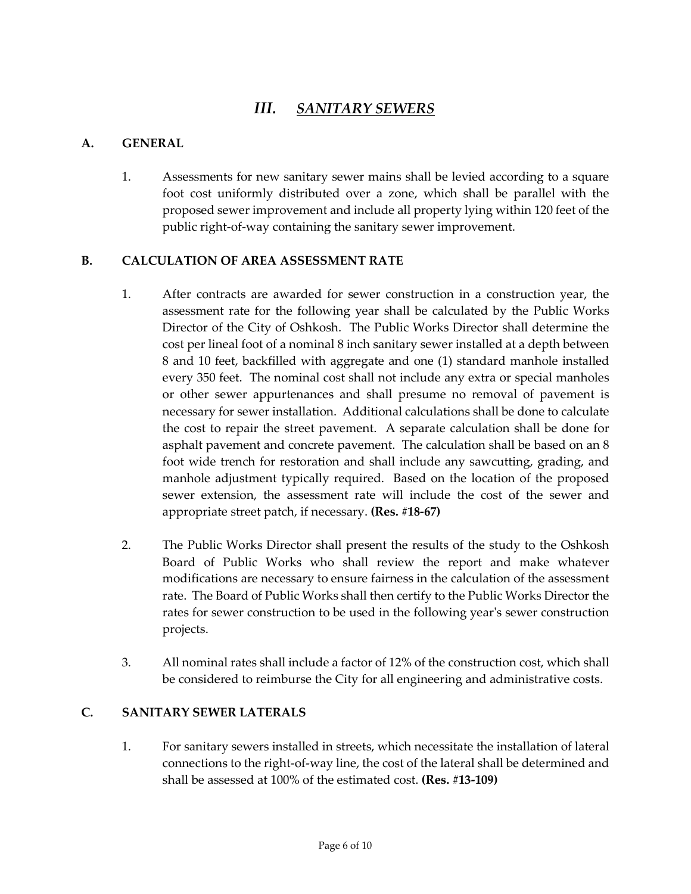# *III. SANITARY SEWERS*

## A. GENERAL

1. Assessments for new sanitary sewer mains shall be levied according to a square foot cost uniformly distributed over a zone, which shall be parallel with the proposed sewer improvement and include all property lying within 120 feet of the public right-of-way containing the sanitary sewer improvement.

## B. CALCULATION OF AREA ASSESSMENT RATE

1. After contracts are awarded for sewer construction in a construction year, the assessment rate for the following year shall be calculated by the Public Works Director of the City of Oshkosh. The Public Works Director shall determine the cost per lineal foot of a nominal 8 inch sanitary sewer installed at a depth between 8 and 10 feet, backfilled with aggregate and one (1) standard manhole installed every 350 feet. The nominal cost shall not include any extra or special manholes or other sewer appurtenances and shall presume no removal of pavement is necessary for sewer installation. Additional calculations shall be done to calculate the cost to repair the street pavement. A separate calculation shall be done for asphalt pavement and concrete pavement. The calculation shall be based on an 8 foot wide trench for restoration and shall include any sawcutting, grading, and manhole adjustment typically required. Based on the location of the proposed sewer extension, the assessment rate will include the cost of the sewer and appropriate street patch, if necessary. **(Res. #18-67)**

2. The Public Works Director shall present the results of the study to the Oshkosh Board of Public Works who shall review the report and make whatever modifications are necessary to ensure fairness in the calculation of the assessment rate. The Board of Public Works shall then certify to the Public Works Director the rates for sewer construction to be used in the following year's sewer construction projects.

3. All nominal rates shall include a factor of 12% of the construction cost, which shall be considered to reimburse the City for all engineering and administrative costs.

## C. SANITARY SEWER LATERALS

1. For sanitary sewers installed in streets, which necessitate the installation of lateral connections to the right-of-way line, the cost of the lateral shall be determined and shall be assessed at 100% of the estimated cost. **(Res. #13-109)**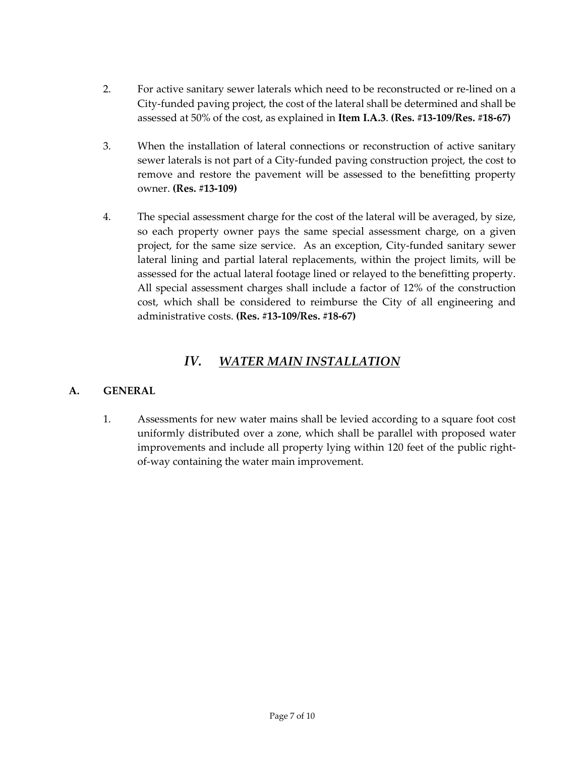2. For active sanitary sewer laterals which need to be reconstructed or re-lined on a City-funded paving project, the cost of the lateral shall be determined and shall be assessed at 50% of the cost, as explained in **Item I.A.3**. **(Res. #13-109/Res. #18-67)**

3. When the installation of lateral connections or reconstruction of active sanitary sewer laterals is not part of a City-funded paving construction project, the cost to remove and restore the pavement will be assessed to the benefitting property owner. **(Res. #13-109)**

4. The special assessment charge for the cost of the lateral will be averaged, by size, so each property owner pays the same special assessment charge, on a given project, for the same size service. As an exception, City-funded sanitary sewer lateral lining and partial lateral replacements, within the project limits, will be assessed for the actual lateral footage lined or relayed to the benefitting property. All special assessment charges shall include a factor of 12% of the construction cost, which shall be considered to reimburse the City of all engineering and administrative costs. **(Res. #13-109/Res. #18-67)**

# *IV. WATER MAIN INSTALLATION*

## A. GENERAL

1. Assessments for new water mains shall be levied according to a square foot cost uniformly distributed over a zone, which shall be parallel with proposed water improvements and include all property lying within 120 feet of the public right-of-way containing the water main improvement.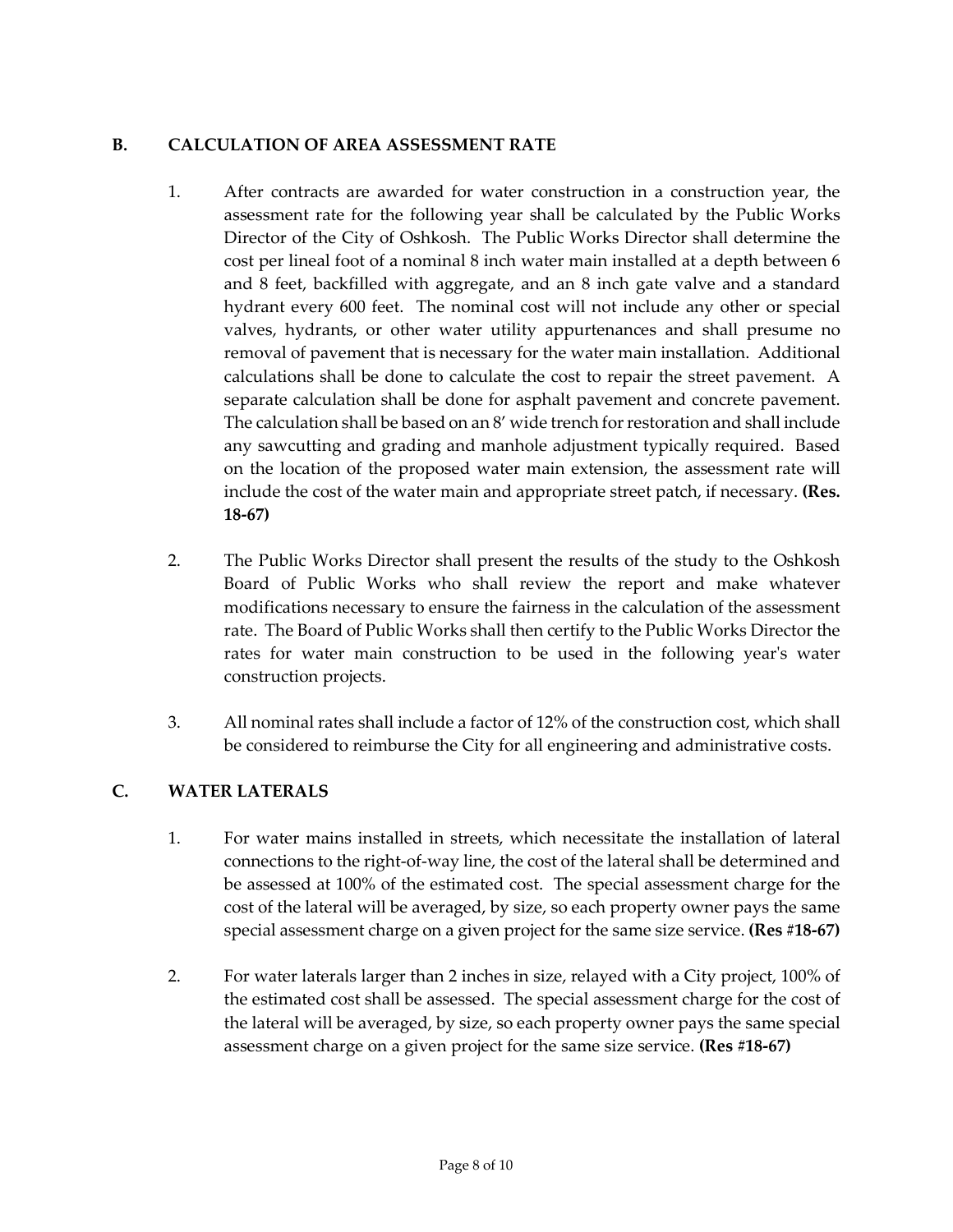## B. CALCULATION OF AREA ASSESSMENT RATE

1. After contracts are awarded for water construction in a construction year, the assessment rate for the following year shall be calculated by the Public Works Director of the City of Oshkosh. The Public Works Director shall determine the cost per lineal foot of a nominal 8 inch water main installed at a depth between 6 and 8 feet, backfilled with aggregate, and an 8 inch gate valve and a standard hydrant every 600 feet. The nominal cost will not include any other or special valves, hydrants, or other water utility appurtenances and shall presume no removal of pavement that is necessary for the water main installation. Additional calculations shall be done to calculate the cost to repair the street pavement. A separate calculation shall be done for asphalt pavement and concrete pavement. The calculation shall be based on an 8' wide trench for restoration and shall include any sawcutting and grading and manhole adjustment typically required. Based on the location of the proposed water main extension, the assessment rate will include the cost of the water main and appropriate street patch, if necessary. **(Res. 18-67)**

2. The Public Works Director shall present the results of the study to the Oshkosh Board of Public Works who shall review the report and make whatever modifications necessary to ensure the fairness in the calculation of the assessment rate. The Board of Public Works shall then certify to the Public Works Director the rates for water main construction to be used in the following year's water construction projects.

3. All nominal rates shall include a factor of 12% of the construction cost, which shall be considered to reimburse the City for all engineering and administrative costs.

## C. WATER LATERALS

1. For water mains installed in streets, which necessitate the installation of lateral connections to the right-of-way line, the cost of the lateral shall be determined and be assessed at 100% of the estimated cost. The special assessment charge for the cost of the lateral will be averaged, by size, so each property owner pays the same special assessment charge on a given project for the same size service. **(Res #18-67)**

2. For water laterals larger than 2 inches in size, relayed with a City project, 100% of the estimated cost shall be assessed. The special assessment charge for the cost of the lateral will be averaged, by size, so each property owner pays the same special assessment charge on a given project for the same size service. **(Res #18-67)**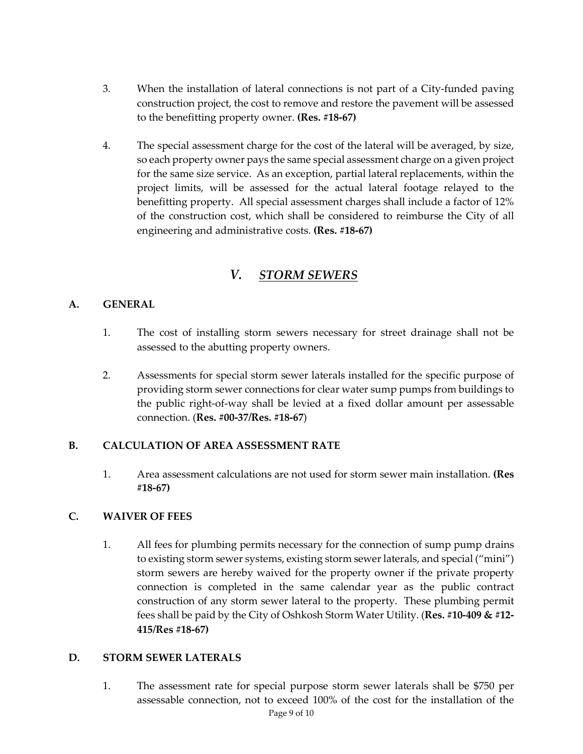3. When the installation of lateral connections is not part of a City-funded paving construction project, the cost to remove and restore the pavement will be assessed to the benefitting property owner. **(Res. #18-67)**

4. The special assessment charge for the cost of the lateral will be averaged, by size, so each property owner pays the same special assessment charge on a given project for the same size service. As an exception, partial lateral replacements, within the project limits, will be assessed for the actual lateral footage relayed to the benefitting property. All special assessment charges shall include a factor of 12% of the construction cost, which shall be considered to reimburse the City of all engineering and administrative costs. **(Res. #18-67)**

## *V. STORM SEWERS*

### A. GENERAL

1. The cost of installing storm sewers necessary for street drainage shall not be assessed to the abutting property owners.

2. Assessments for special storm sewer laterals installed for the specific purpose of providing storm sewer connections for clear water sump pumps from buildings to the public right-of-way shall be levied at a fixed dollar amount per assessable connection. (**Res. #00-37/Res. #18-67**)

### B. CALCULATION OF AREA ASSESSMENT RATE

1. Area assessment calculations are not used for storm sewer main installation. **(Res #18-67)**

### C. WAIVER OF FEES

1. All fees for plumbing permits necessary for the connection of sump pump drains to existing storm sewer systems, existing storm sewer laterals, and special ("mini") storm sewers are hereby waived for the property owner if the private property connection is completed in the same calendar year as the public contract construction of any storm sewer lateral to the property. These plumbing permit fees shall be paid by the City of Oshkosh Storm Water Utility. (**Res. #10-409 & #12-415/Res #18-67)**

### D. STORM SEWER LATERALS

1. The assessment rate for special purpose storm sewer laterals shall be $750 per assessable connection, not to exceed 100% of the cost for the installation of the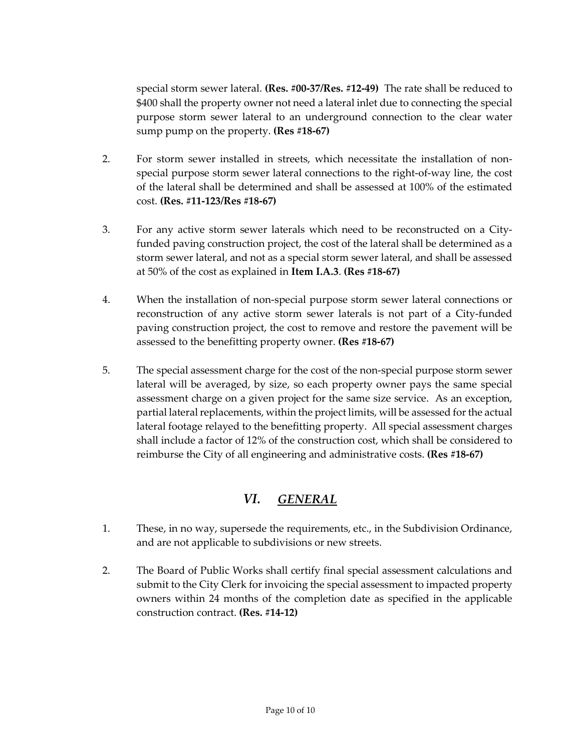special storm sewer lateral. **(Res. #00-37/Res. #12-49)** The rate shall be reduced to $400 shall the property owner not need a lateral inlet due to connecting the special purpose storm sewer lateral to an underground connection to the clear water sump pump on the property. **(Res #18-67)**

2. For storm sewer installed in streets, which necessitate the installation of non-special purpose storm sewer lateral connections to the right-of-way line, the cost of the lateral shall be determined and shall be assessed at 100% of the estimated cost. **(Res. #11-123/Res #18-67)**

3. For any active storm sewer laterals which need to be reconstructed on a City-funded paving construction project, the cost of the lateral shall be determined as a storm sewer lateral, and not as a special storm sewer lateral, and shall be assessed at 50% of the cost as explained in **Item I.A.3**. **(Res #18-67)**

4. When the installation of non-special purpose storm sewer lateral connections or reconstruction of any active storm sewer laterals is not part of a City-funded paving construction project, the cost to remove and restore the pavement will be assessed to the benefitting property owner. **(Res #18-67)**

5. The special assessment charge for the cost of the non-special purpose storm sewer lateral will be averaged, by size, so each property owner pays the same special assessment charge on a given project for the same size service. As an exception, partial lateral replacements, within the project limits, will be assessed for the actual lateral footage relayed to the benefitting property. All special assessment charges shall include a factor of 12% of the construction cost, which shall be considered to reimburse the City of all engineering and administrative costs. **(Res #18-67)**

## *VI. GENERAL*

1. These, in no way, supersede the requirements, etc., in the Subdivision Ordinance, and are not applicable to subdivisions or new streets.

2. The Board of Public Works shall certify final special assessment calculations and submit to the City Clerk for invoicing the special assessment to impacted property owners within 24 months of the completion date as specified in the applicable construction contract. **(Res. #14-12)**